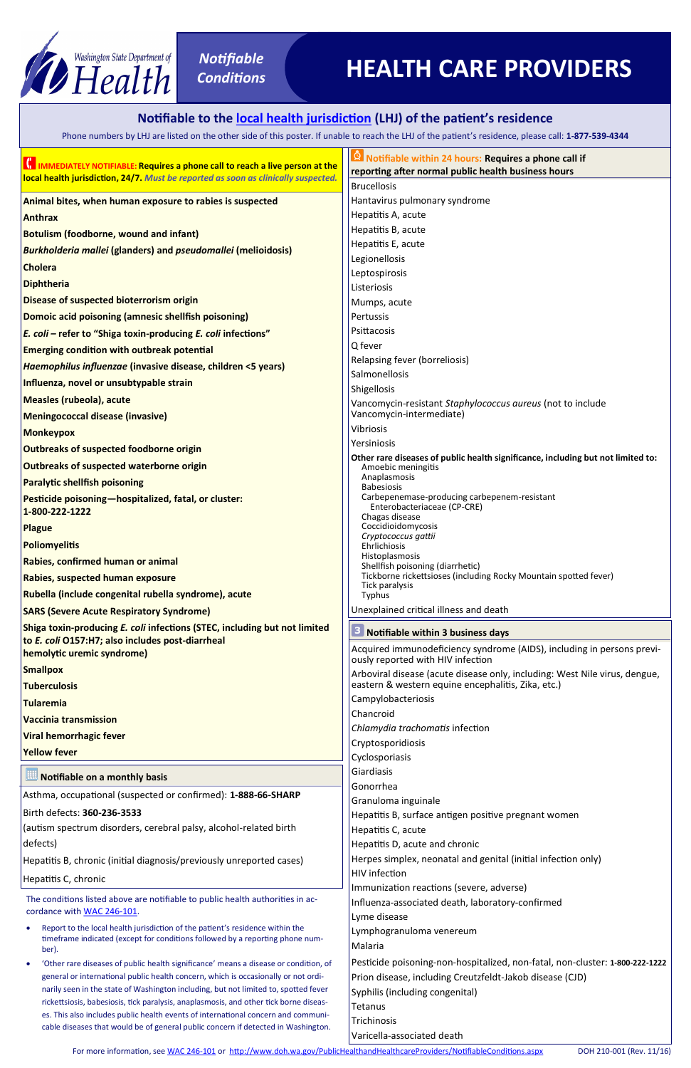# Washington State Department of Health

## Notifiable Conditions

# HEALTH CARE PROVIDERS

## Notifiable to the local health jurisdiction (LHJ) of the patient's residence

Phone numbers by LHJ are listed on the other side of this poster. If unable to reach the LHJ of the patient's residence, please call: **1-877-539-4344**

### IMMEDIATELY NOTIFIABLE: Requires a phone call to reach a live person at the local health jurisdiction, 24/7. *Must be reported as soon as clinically suspected.*

- **Animal bites, when human exposure to rabies is suspected**
- **Anthrax**
- **Botulism (foodborne, wound and infant)**
- ***Burkholderia mallei* (glanders) and *pseudomallei* (melioidosis)**
- **Cholera**
- **Diphtheria**
- **Disease of suspected bioterrorism origin**
- **Domoic acid poisoning (amnesic shellfish poisoning)**
- ***E. coli* – refer to "Shiga toxin-producing *E. coli* infections"**
- **Emerging condition with outbreak potential**
- ***Haemophilus influenzae* (invasive disease, children <5 years)**
- **Influenza, novel or unsubtypable strain**
- **Measles (rubeola), acute**
- **Meningococcal disease (invasive)**
- **Monkeypox**
- **Outbreaks of suspected foodborne origin**
- **Outbreaks of suspected waterborne origin**
- **Paralytic shellfish poisoning**
- **Pesticide poisoning—hospitalized, fatal, or cluster: 1-800-222-1222**
- **Plague**
- **Poliomyelitis**
- **Rabies, confirmed human or animal**
- **Rabies, suspected human exposure**
- **Rubella (include congenital rubella syndrome), acute**
- **SARS (Severe Acute Respiratory Syndrome)**
- **Shiga toxin-producing *E. coli* infections (STEC, including but not limited to *E. coli* O157:H7; also includes post-diarrheal hemolytic uremic syndrome)**
- **Smallpox**
- **Tuberculosis**
- **Tularemia**
- **Vaccinia transmission**
- **Viral hemorrhagic fever**
- **Yellow fever**

### Notifiable on a monthly basis

- Asthma, occupational (suspected or confirmed): **1-888-66-SHARP**
- Birth defects: **360-236-3533** (autism spectrum disorders, cerebral palsy, alcohol-related birth defects)
- Hepatitis B, chronic (initial diagnosis/previously unreported cases)
- Hepatitis C, chronic

The conditions listed above are notifiable to public health authorities in accordance with WAC 246-101.

- Report to the local health jurisdiction of the patient's residence within the timeframe indicated (except for conditions followed by a reporting phone number).
- 'Other rare diseases of public health significance' means a disease or condition, of general or international public health concern, which is occasionally or not ordinarily seen in the state of Washington including, but not limited to, spotted fever rickettsiosis, babesiosis, tick paralysis, anaplasmosis, and other tick borne diseases. This also includes public health events of international concern and communicable diseases that would be of general public concern if detected in Washington.

### Notifiable within 24 hours: Requires a phone call if reporting after normal public health business hours

- Brucellosis
- Hantavirus pulmonary syndrome
- Hepatitis A, acute
- Hepatitis B, acute
- Hepatitis E, acute
- Legionellosis
- Leptospirosis
- Listeriosis
- Mumps, acute
- Pertussis
- Psittacosis
- Q fever
- Relapsing fever (borreliosis)
- Salmonellosis
- Shigellosis
- Vancomycin-resistant *Staphylococcus aureus* (not to include Vancomycin-intermediate)
- Vibriosis
- Yersiniosis
- **Other rare diseases of public health significance, including but not limited to:**
  - Amoebic meningitis
  - Anaplasmosis
  - Babesiosis
  - Carbepenemase-producing carbepenem-resistant Enterobacteriaceae (CP-CRE)
  - Chagas disease
  - Coccidioidomycosis
  - *Cryptococcus gattii*
  - Ehrlichiosis
  - Histoplasmosis
  - Shellfish poisoning (diarrhetic)
  - Tickborne rickettsioses (including Rocky Mountain spotted fever)
  - Tick paralysis
  - Typhus
- Unexplained critical illness and death

### Notifiable within 3 business days

- Acquired immunodeficiency syndrome (AIDS), including in persons previously reported with HIV infection
- Arboviral disease (acute disease only, including: West Nile virus, dengue, eastern & western equine encephalitis, Zika, etc.)
- Campylobacteriosis
- Chancroid
- *Chlamydia trachomatis* infection
- Cryptosporidiosis
- Cyclosporiasis
- Giardiasis
- Gonorrhea
- Granuloma inguinale
- Hepatitis B, surface antigen positive pregnant women
- Hepatitis C, acute
- Hepatitis D, acute and chronic
- Herpes simplex, neonatal and genital (initial infection only)
- HIV infection
- Immunization reactions (severe, adverse)
- Influenza-associated death, laboratory-confirmed
- Lyme disease
- Lymphogranuloma venereum
- Malaria
- Pesticide poisoning-non-hospitalized, non-fatal, non-cluster: **1-800-222-1222**
- Prion disease, including Creutzfeldt-Jakob disease (CJD)
- Syphilis (including congenital)
- Tetanus
- Trichinosis
- Varicella-associated death

For more information, see WAC 246-101 or http://www.doh.wa.gov/PublicHealthandHealthcareProviders/NotifiableConditions.aspx DOH 210-001 (Rev. 11/16)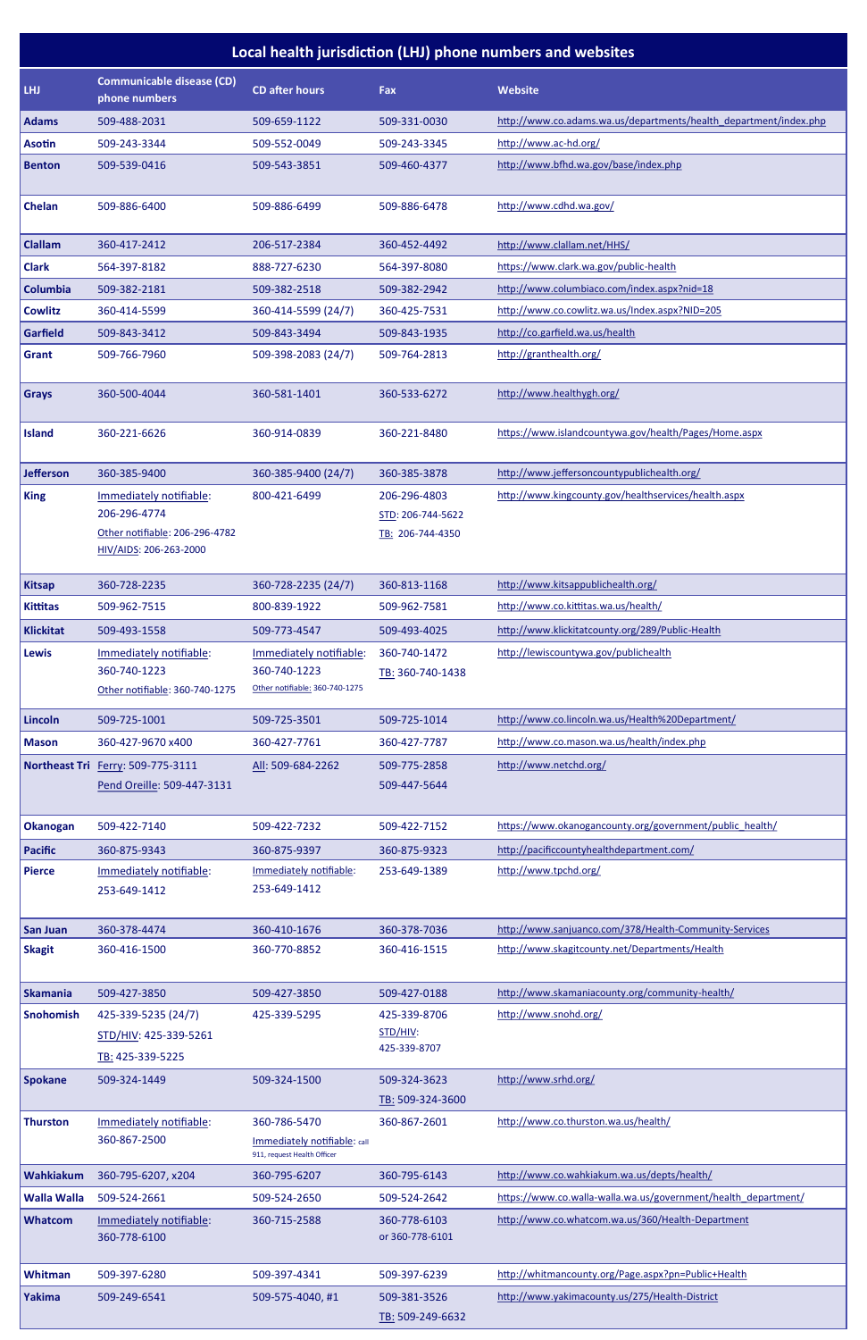## Local health jurisdiction (LHJ) phone numbers and websites

| LHJ | Communicable disease (CD) phone numbers | CD after hours | Fax | Website |
|---|---|---|---|---|
| **Adams** | 509-488-2031 | 509-659-1122 | 509-331-0030 | http://www.co.adams.wa.us/departments/health_department/index.php |
| **Asotin** | 509-243-3344 | 509-552-0049 | 509-243-3345 | http://www.ac-hd.org/ |
| **Benton** | 509-539-0416 | 509-543-3851 | 509-460-4377 | http://www.bfhd.wa.gov/base/index.php |
| **Chelan** | 509-886-6400 | 509-886-6499 | 509-886-6478 | http://www.cdhd.wa.gov/ |
| **Clallam** | 360-417-2412 | 206-517-2384 | 360-452-4492 | http://www.clallam.net/HHS/ |
| **Clark** | 564-397-8182 | 888-727-6230 | 564-397-8080 | https://www.clark.wa.gov/public-health |
| **Columbia** | 509-382-2181 | 509-382-2518 | 509-382-2942 | http://www.columbiaco.com/index.aspx?nid=18 |
| **Cowlitz** | 360-414-5599 | 360-414-5599 (24/7) | 360-425-7531 | http://www.co.cowlitz.wa.us/Index.aspx?NID=205 |
| **Garfield** | 509-843-3412 | 509-843-3494 | 509-843-1935 | http://co.garfield.wa.us/health |
| **Grant** | 509-766-7960 | 509-398-2083 (24/7) | 509-764-2813 | http://granthealth.org/ |
| **Grays** | 360-500-4044 | 360-581-1401 | 360-533-6272 | http://www.healthygh.org/ |
| **Island** | 360-221-6626 | 360-914-0839 | 360-221-8480 | https://www.islandcountywa.gov/health/Pages/Home.aspx |
| **Jefferson** | 360-385-9400 | 360-385-9400 (24/7) | 360-385-3878 | http://www.jeffersoncountypublichealth.org/ |
| **King** | Immediately notifiable: 206-296-4774<br>Other notifiable: 206-296-4782<br>HIV/AIDS: 206-263-2000 | 800-421-6499 | 206-296-4803<br>STD: 206-744-5622<br>TB: 206-744-4350 | http://www.kingcounty.gov/healthservices/health.aspx |
| **Kitsap** | 360-728-2235 | 360-728-2235 (24/7) | 360-813-1168 | http://www.kitsappublichealth.org/ |
| **Kittitas** | 509-962-7515 | 800-839-1922 | 509-962-7581 | http://www.co.kittitas.wa.us/health/ |
| **Klickitat** | 509-493-1558 | 509-773-4547 | 509-493-4025 | http://www.klickitatcounty.org/289/Public-Health |
| **Lewis** | Immediately notifiable: 360-740-1223<br>Other notifiable: 360-740-1275 | Immediately notifiable: 360-740-1223<br>Other notifiable: 360-740-1275 | 360-740-1472<br>TB: 360-740-1438 | http://lewiscountywa.gov/publichealth |
| **Lincoln** | 509-725-1001 | 509-725-3501 | 509-725-1014 | http://www.co.lincoln.wa.us/Health%20Department/ |
| **Mason** | 360-427-9670 x400 | 360-427-7761 | 360-427-7787 | http://www.co.mason.wa.us/health/index.php |
| **Northeast Tri** | Ferry: 509-775-3111<br>Pend Oreille: 509-447-3131 | All: 509-684-2262 | 509-775-2858<br>509-447-5644 | http://www.netchd.org/ |
| **Okanogan** | 509-422-7140 | 509-422-7232 | 509-422-7152 | https://www.okanogancounty.org/government/public_health/ |
| **Pacific** | 360-875-9343 | 360-875-9397 | 360-875-9323 | http://pacificcountyhealthdepartment.com/ |
| **Pierce** | Immediately notifiable: 253-649-1412 | Immediately notifiable: 253-649-1412 | 253-649-1389 | http://www.tpchd.org/ |
| **San Juan** | 360-378-4474 | 360-410-1676 | 360-378-7036 | http://www.sanjuanco.com/378/Health-Community-Services |
| **Skagit** | 360-416-1500 | 360-770-8852 | 360-416-1515 | http://www.skagitcounty.net/Departments/Health |
| **Skamania** | 509-427-3850 | 509-427-3850 | 509-427-0188 | http://www.skamaniacounty.org/community-health/ |
| **Snohomish** | 425-339-5235 (24/7)<br>STD/HIV: 425-339-5261<br>TB: 425-339-5225 | 425-339-5295 | 425-339-8706<br>STD/HIV: 425-339-8707 | http://www.snohd.org/ |
| **Spokane** | 509-324-1449 | 509-324-1500 | 509-324-3623<br>TB: 509-324-3600 | http://www.srhd.org/ |
| **Thurston** | Immediately notifiable: 360-867-2500 | 360-786-5470<br>Immediately notifiable: call 911, request Health Officer | 360-867-2601 | http://www.co.thurston.wa.us/health/ |
| **Wahkiakum** | 360-795-6207, x204 | 360-795-6207 | 360-795-6143 | http://www.co.wahkiakum.wa.us/depts/health/ |
| **Walla Walla** | 509-524-2661 | 509-524-2650 | 509-524-2642 | https://www.co.walla-walla.wa.us/government/health_department/ |
| **Whatcom** | Immediately notifiable: 360-778-6100 | 360-715-2588 | 360-778-6103 or 360-778-6101 | http://www.co.whatcom.wa.us/360/Health-Department |
| **Whitman** | 509-397-6280 | 509-397-4341 | 509-397-6239 | http://whitmancounty.org/Page.aspx?pn=Public+Health |
| **Yakima** | 509-249-6541 | 509-575-4040, #1 | 509-381-3526<br>TB: 509-249-6632 | http://www.yakimacounty.us/275/Health-District |